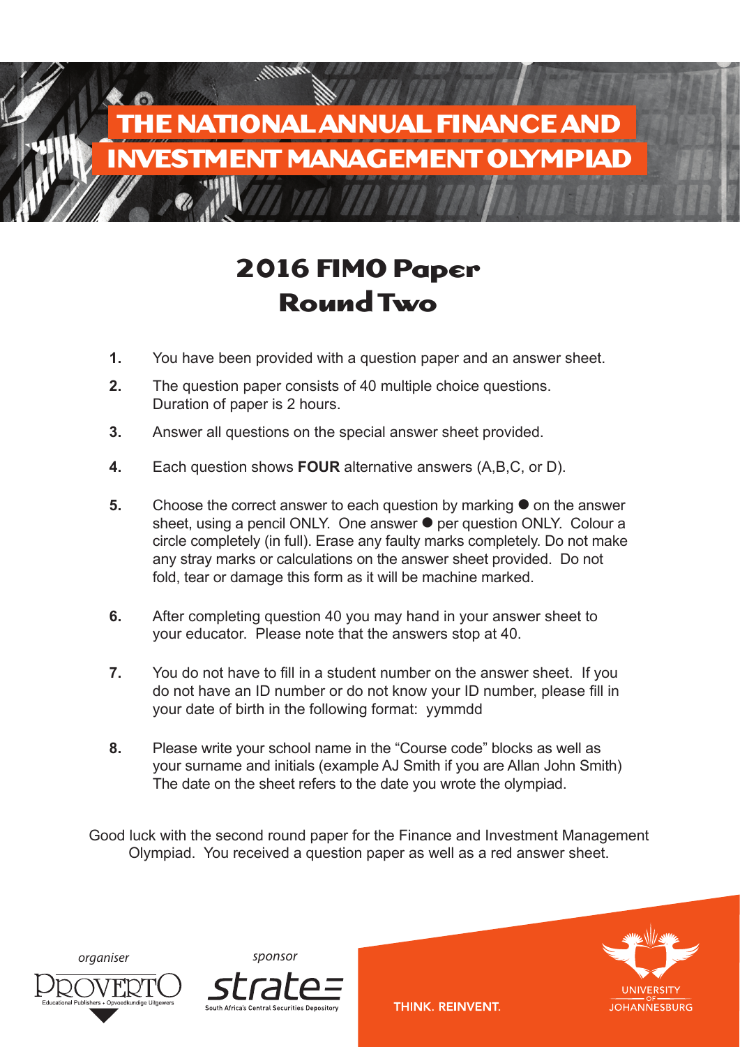# THE NATIONAL ANNUAL FINANCE AND INVESTMENT MANAGEMENT OLYMPIAD

## 2016 FIMO Paper
## Round Two

1. You have been provided with a question paper and an answer sheet.
2. The question paper consists of 40 multiple choice questions. Duration of paper is 2 hours.
3. Answer all questions on the special answer sheet provided.
4. Each question shows **FOUR** alternative answers (A,B,C, or D).
5. Choose the correct answer to each question by marking ● on the answer sheet, using a pencil ONLY. One answer ● per question ONLY. Colour a circle completely (in full). Erase any faulty marks completely. Do not make any stray marks or calculations on the answer sheet provided. Do not fold, tear or damage this form as it will be machine marked.
6. After completing question 40 you may hand in your answer sheet to your educator. Please note that the answers stop at 40.
7. You do not have to fill in a student number on the answer sheet. If you do not have an ID number or do not know your ID number, please fill in your date of birth in the following format: yymmdd
8. Please write your school name in the "Course code" blocks as well as your surname and initials (example AJ Smith if you are Allan John Smith) The date on the sheet refers to the date you wrote the olympiad.

Good luck with the second round paper for the Finance and Investment Management Olympiad. You received a question paper as well as a red answer sheet.

*organiser* PROVERTO Educational Publishers • Opvoedkundige Uitgewers

*sponsor* strate South Africa's Central Securities Depository

THINK. REINVENT. UNIVERSITY OF JOHANNESBURG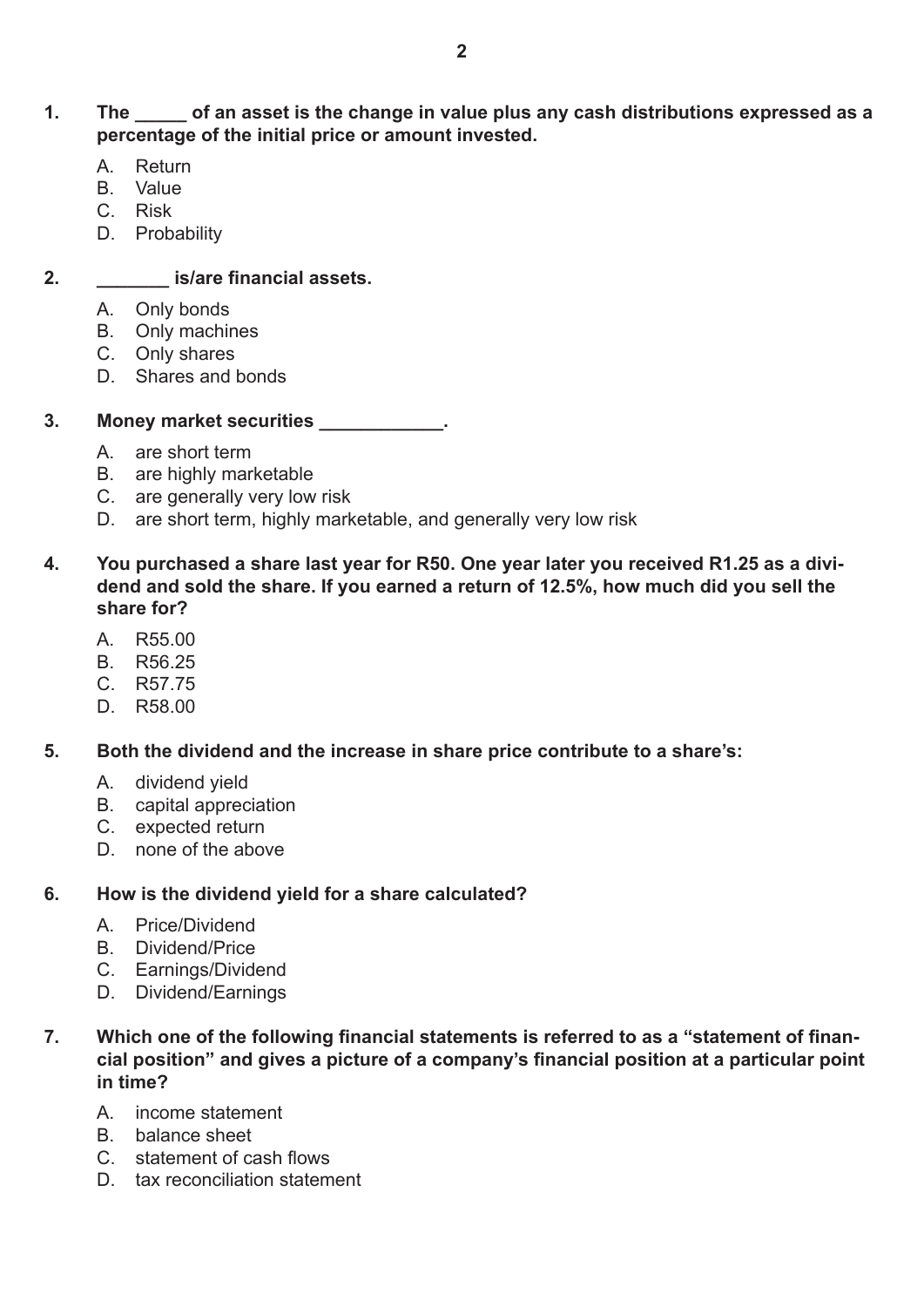**1.** **The _____ of an asset is the change in value plus any cash distributions expressed as a percentage of the initial price or amount invested.**

A. Return
B. Value
C. Risk
D. Probability

**2.** **_______ is/are financial assets.**

A. Only bonds
B. Only machines
C. Only shares
D. Shares and bonds

**3.** **Money market securities ____________.**

A. are short term
B. are highly marketable
C. are generally very low risk
D. are short term, highly marketable, and generally very low risk

**4.** **You purchased a share last year for R50. One year later you received R1.25 as a dividend and sold the share. If you earned a return of 12.5%, how much did you sell the share for?**

A. R55.00
B. R56.25
C. R57.75
D. R58.00

**5.** **Both the dividend and the increase in share price contribute to a share's:**

A. dividend yield
B. capital appreciation
C. expected return
D. none of the above

**6.** **How is the dividend yield for a share calculated?**

A. Price/Dividend
B. Dividend/Price
C. Earnings/Dividend
D. Dividend/Earnings

**7.** **Which one of the following financial statements is referred to as a "statement of financial position" and gives a picture of a company's financial position at a particular point in time?**

A. income statement
B. balance sheet
C. statement of cash flows
D. tax reconciliation statement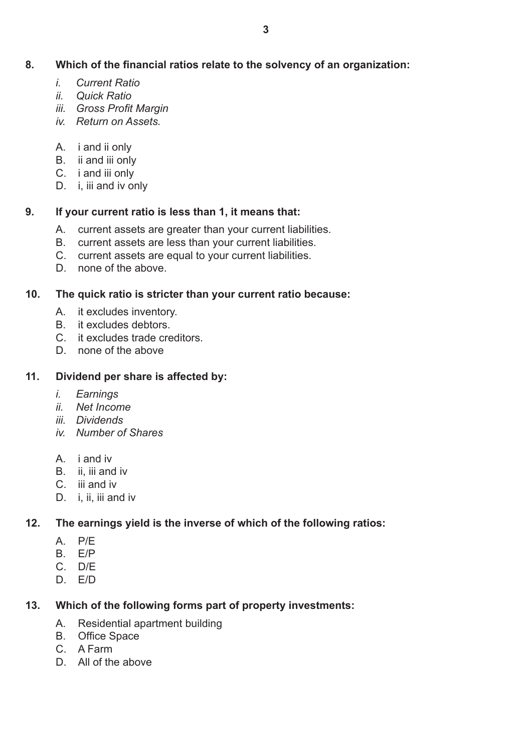**8. Which of the financial ratios relate to the solvency of an organization:**

*i. Current Ratio*
*ii. Quick Ratio*
*iii. Gross Profit Margin*
*iv. Return on Assets.*

A. i and ii only
B. ii and iii only
C. i and iii only
D. i, iii and iv only

**9. If your current ratio is less than 1, it means that:**

A. current assets are greater than your current liabilities.
B. current assets are less than your current liabilities.
C. current assets are equal to your current liabilities.
D. none of the above.

**10. The quick ratio is stricter than your current ratio because:**

A. it excludes inventory.
B. it excludes debtors.
C. it excludes trade creditors.
D. none of the above

**11. Dividend per share is affected by:**

*i. Earnings*
*ii. Net Income*
*iii. Dividends*
*iv. Number of Shares*

A. i and iv
B. ii, iii and iv
C. iii and iv
D. i, ii, iii and iv

**12. The earnings yield is the inverse of which of the following ratios:**

A. P/E
B. E/P
C. D/E
D. E/D

**13. Which of the following forms part of property investments:**

A. Residential apartment building
B. Office Space
C. A Farm
D. All of the above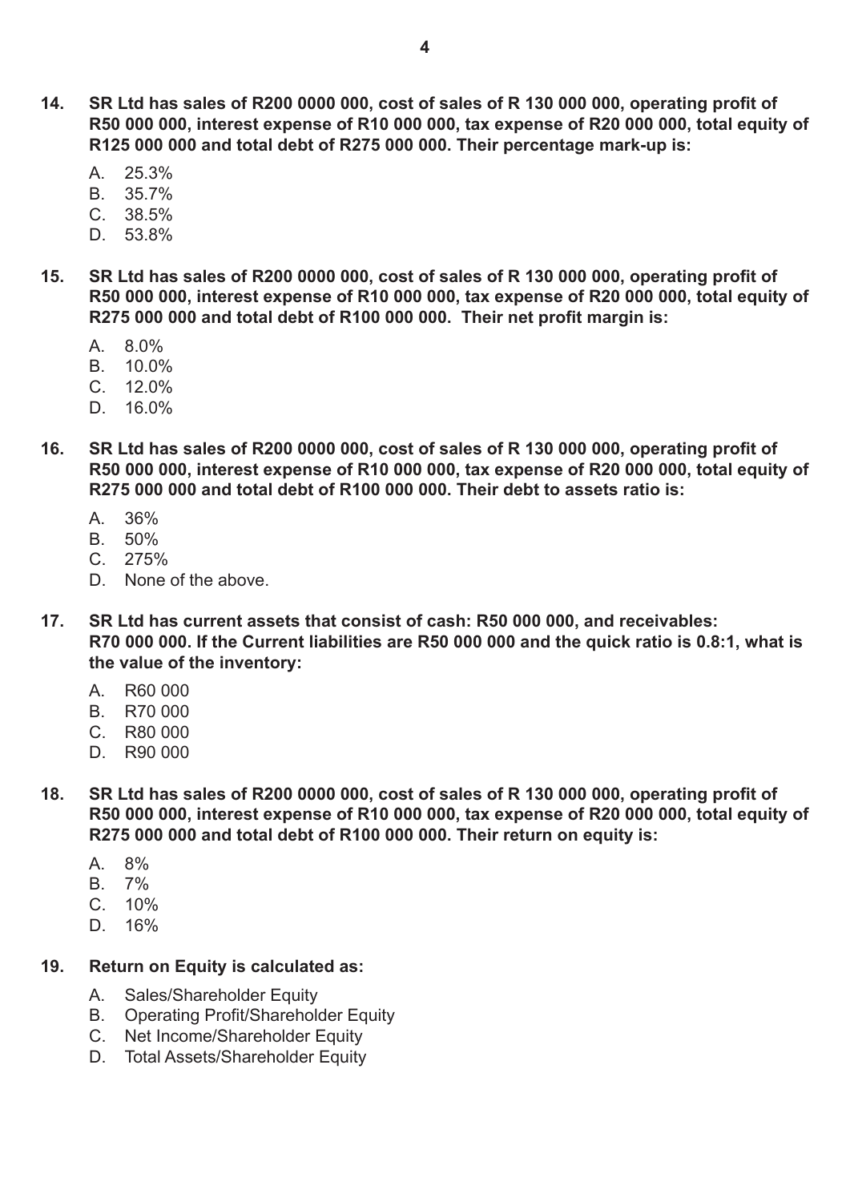**14. SR Ltd has sales of R200 0000 000, cost of sales of R 130 000 000, operating profit of R50 000 000, interest expense of R10 000 000, tax expense of R20 000 000, total equity of R125 000 000 and total debt of R275 000 000. Their percentage mark-up is:**

A. 25.3%
B. 35.7%
C. 38.5%
D. 53.8%

**15. SR Ltd has sales of R200 0000 000, cost of sales of R 130 000 000, operating profit of R50 000 000, interest expense of R10 000 000, tax expense of R20 000 000, total equity of R275 000 000 and total debt of R100 000 000. Their net profit margin is:**

A. 8.0%
B. 10.0%
C. 12.0%
D. 16.0%

**16. SR Ltd has sales of R200 0000 000, cost of sales of R 130 000 000, operating profit of R50 000 000, interest expense of R10 000 000, tax expense of R20 000 000, total equity of R275 000 000 and total debt of R100 000 000. Their debt to assets ratio is:**

A. 36%
B. 50%
C. 275%
D. None of the above.

**17. SR Ltd has current assets that consist of cash: R50 000 000, and receivables: R70 000 000. If the Current liabilities are R50 000 000 and the quick ratio is 0.8:1, what is the value of the inventory:**

A. R60 000
B. R70 000
C. R80 000
D. R90 000

**18. SR Ltd has sales of R200 0000 000, cost of sales of R 130 000 000, operating profit of R50 000 000, interest expense of R10 000 000, tax expense of R20 000 000, total equity of R275 000 000 and total debt of R100 000 000. Their return on equity is:**

A. 8%
B. 7%
C. 10%
D. 16%

**19. Return on Equity is calculated as:**

A. Sales/Shareholder Equity
B. Operating Profit/Shareholder Equity
C. Net Income/Shareholder Equity
D. Total Assets/Shareholder Equity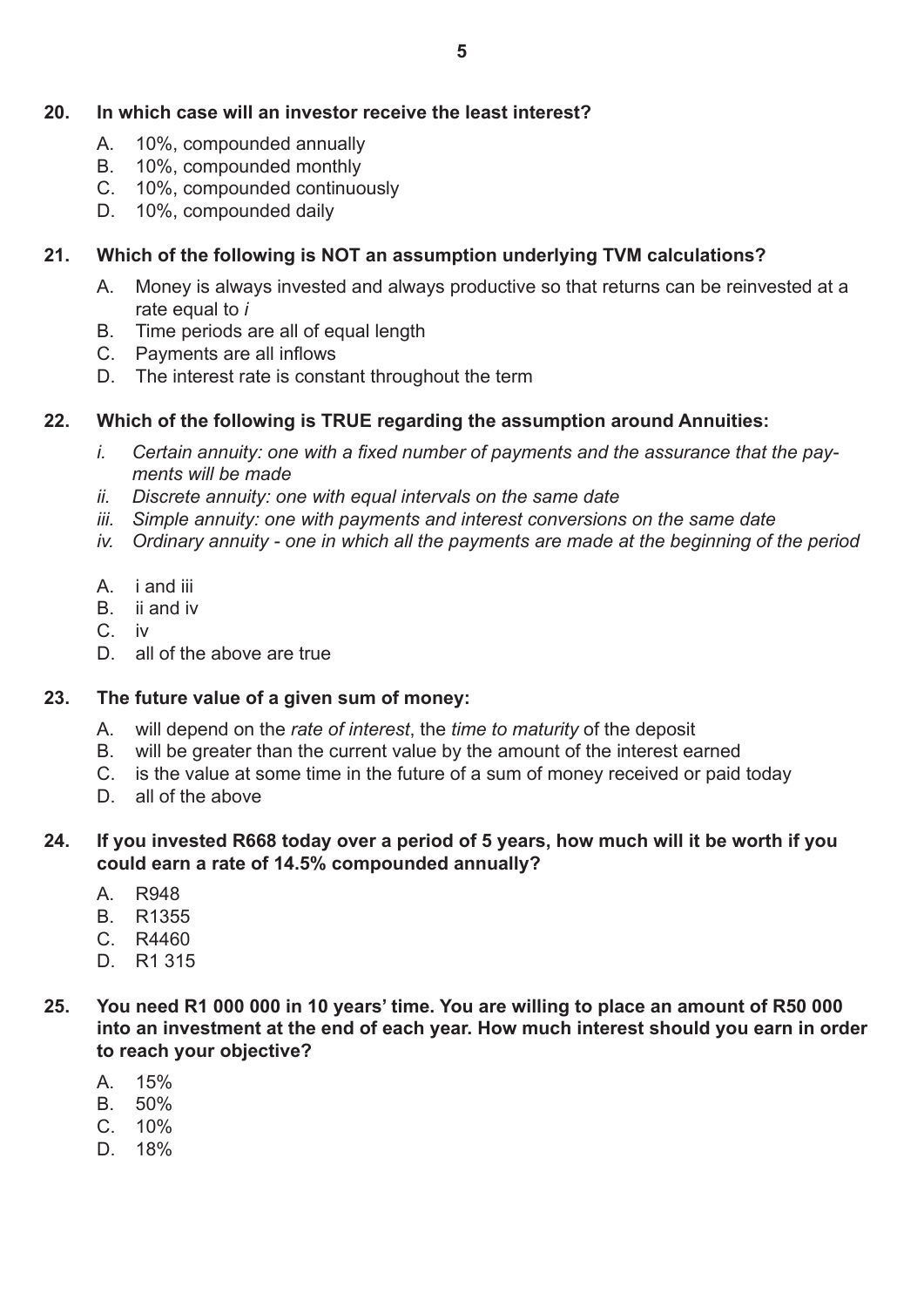**20. In which case will an investor receive the least interest?**

A. 10%, compounded annually
B. 10%, compounded monthly
C. 10%, compounded continuously
D. 10%, compounded daily

**21. Which of the following is NOT an assumption underlying TVM calculations?**

A. Money is always invested and always productive so that returns can be reinvested at a rate equal to *i*
B. Time periods are all of equal length
C. Payments are all inflows
D. The interest rate is constant throughout the term

**22. Which of the following is TRUE regarding the assumption around Annuities:**

*i. Certain annuity: one with a fixed number of payments and the assurance that the payments will be made*
*ii. Discrete annuity: one with equal intervals on the same date*
*iii. Simple annuity: one with payments and interest conversions on the same date*
*iv. Ordinary annuity - one in which all the payments are made at the beginning of the period*

A. i and iii
B. ii and iv
C. iv
D. all of the above are true

**23. The future value of a given sum of money:**

A. will depend on the *rate of interest*, the *time to maturity* of the deposit
B. will be greater than the current value by the amount of the interest earned
C. is the value at some time in the future of a sum of money received or paid today
D. all of the above

**24. If you invested R668 today over a period of 5 years, how much will it be worth if you could earn a rate of 14.5% compounded annually?**

A. R948
B. R1355
C. R4460
D. R1 315

**25. You need R1 000 000 in 10 years' time. You are willing to place an amount of R50 000 into an investment at the end of each year. How much interest should you earn in order to reach your objective?**

A. 15%
B. 50%
C. 10%
D. 18%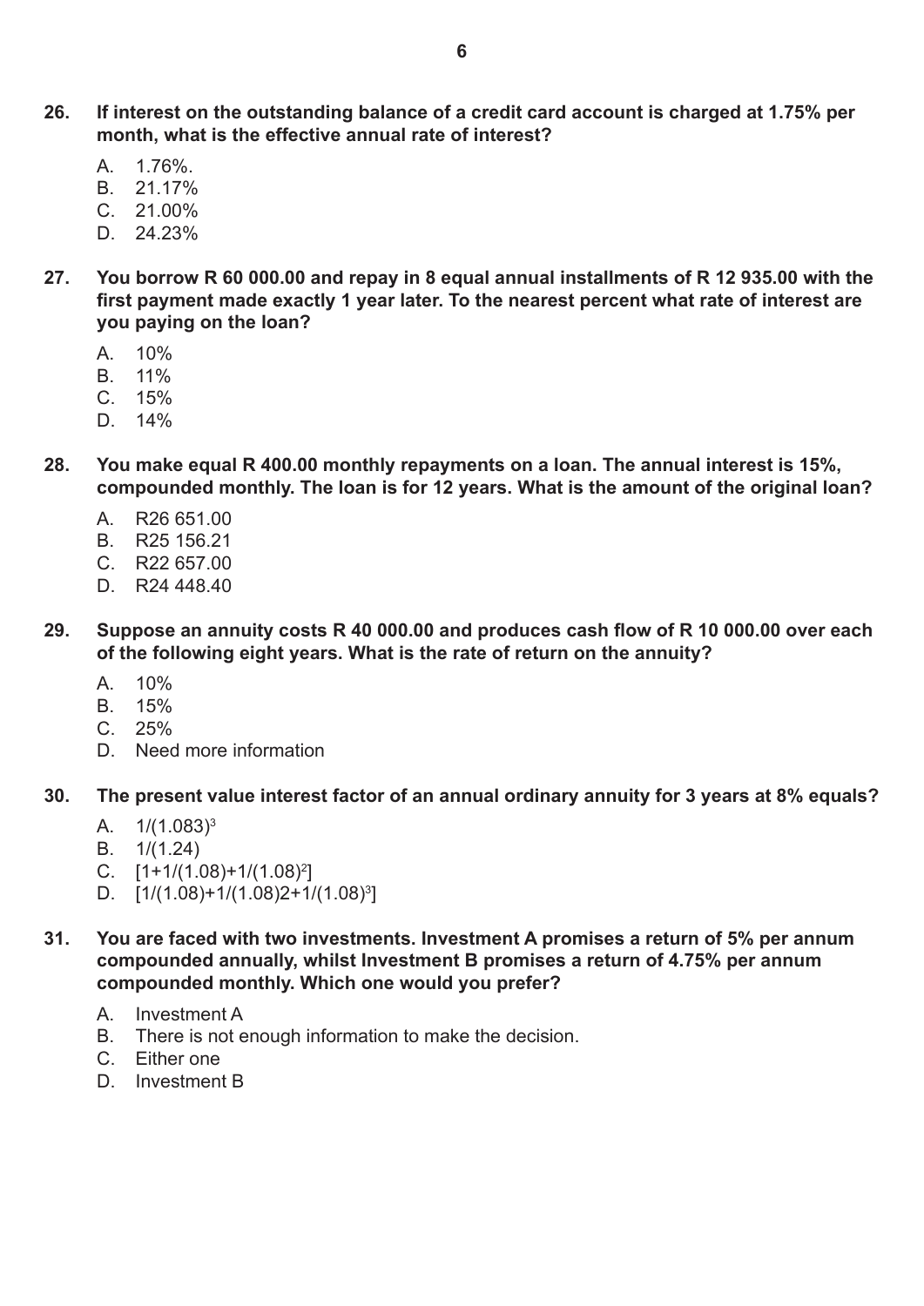**26. If interest on the outstanding balance of a credit card account is charged at 1.75% per month, what is the effective annual rate of interest?**

A. 1.76%.
B. 21.17%
C. 21.00%
D. 24.23%

**27. You borrow R 60 000.00 and repay in 8 equal annual installments of R 12 935.00 with the first payment made exactly 1 year later. To the nearest percent what rate of interest are you paying on the loan?**

A. 10%
B. 11%
C. 15%
D. 14%

**28. You make equal R 400.00 monthly repayments on a loan. The annual interest is 15%, compounded monthly. The loan is for 12 years. What is the amount of the original loan?**

A. R26 651.00
B. R25 156.21
C. R22 657.00
D. R24 448.40

**29. Suppose an annuity costs R 40 000.00 and produces cash flow of R 10 000.00 over each of the following eight years. What is the rate of return on the annuity?**

A. 10%
B. 15%
C. 25%
D. Need more information

**30. The present value interest factor of an annual ordinary annuity for 3 years at 8% equals?**

A. $1/(1.083)^3$
B. $1/(1.24)$
C. $[1+1/(1.08)+1/(1.08)^2]$
D. $[1/(1.08)+1/(1.08)2+1/(1.08)^3]$

**31. You are faced with two investments. Investment A promises a return of 5% per annum compounded annually, whilst Investment B promises a return of 4.75% per annum compounded monthly. Which one would you prefer?**

A. Investment A
B. There is not enough information to make the decision.
C. Either one
D. Investment B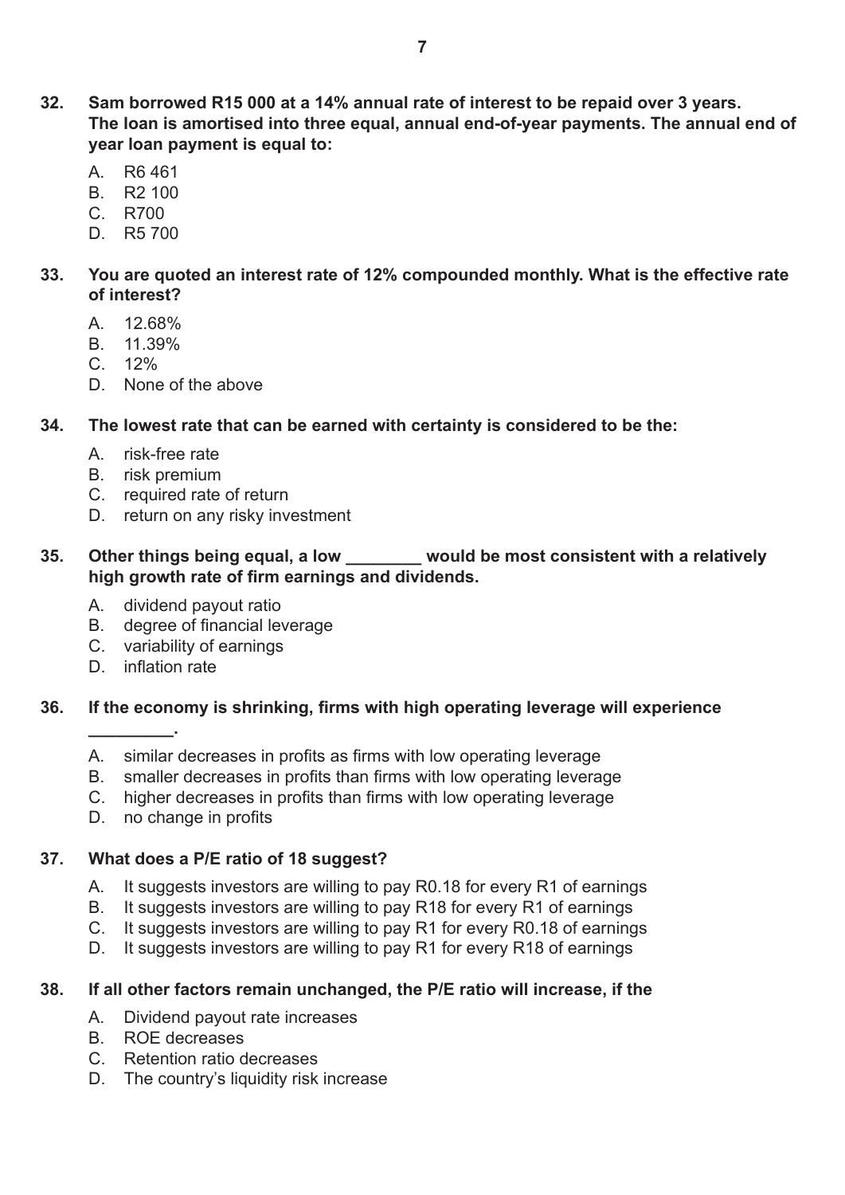**32. Sam borrowed R15 000 at a 14% annual rate of interest to be repaid over 3 years. The loan is amortised into three equal, annual end-of-year payments. The annual end of year loan payment is equal to:**

A. R6 461
B. R2 100
C. R700
D. R5 700

**33. You are quoted an interest rate of 12% compounded monthly. What is the effective rate of interest?**

A. 12.68%
B. 11.39%
C. 12%
D. None of the above

**34. The lowest rate that can be earned with certainty is considered to be the:**

A. risk-free rate
B. risk premium
C. required rate of return
D. return on any risky investment

**35. Other things being equal, a low ________ would be most consistent with a relatively high growth rate of firm earnings and dividends.**

A. dividend payout ratio
B. degree of financial leverage
C. variability of earnings
D. inflation rate

**36. If the economy is shrinking, firms with high operating leverage will experience _________.**

A. similar decreases in profits as firms with low operating leverage
B. smaller decreases in profits than firms with low operating leverage
C. higher decreases in profits than firms with low operating leverage
D. no change in profits

**37. What does a P/E ratio of 18 suggest?**

A. It suggests investors are willing to pay R0.18 for every R1 of earnings
B. It suggests investors are willing to pay R18 for every R1 of earnings
C. It suggests investors are willing to pay R1 for every R0.18 of earnings
D. It suggests investors are willing to pay R1 for every R18 of earnings

**38. If all other factors remain unchanged, the P/E ratio will increase, if the**

A. Dividend payout rate increases
B. ROE decreases
C. Retention ratio decreases
D. The country's liquidity risk increase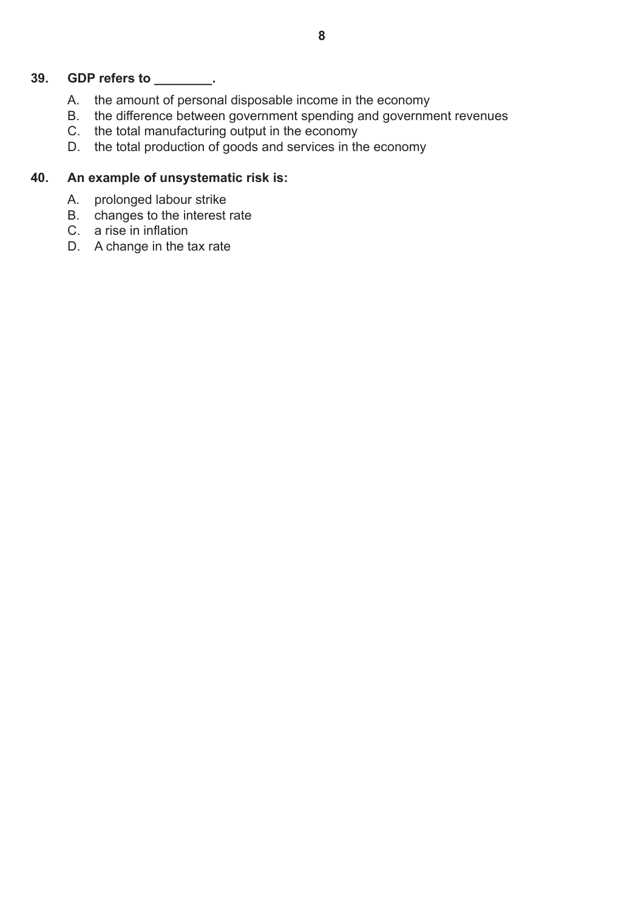**39. GDP refers to ________.**

A. the amount of personal disposable income in the economy
B. the difference between government spending and government revenues
C. the total manufacturing output in the economy
D. the total production of goods and services in the economy

**40. An example of unsystematic risk is:**

A. prolonged labour strike
B. changes to the interest rate
C. a rise in inflation
D. A change in the tax rate